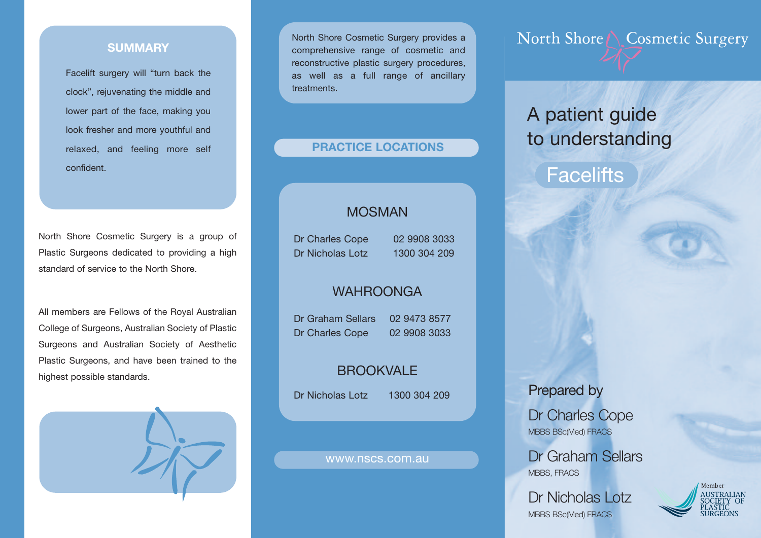## SUMMARY

Facelift surgery will "turn back the clock", rejuvenating the middle and lower part of the face, making you look fresher and more youthful and relaxed, and feeling more self confident.

North Shore Cosmetic Surgery is a group of Plastic Surgeons dedicated to providing a high standard of service to the North Shore.

All members are Fellows of the Royal Australian College of Surgeons, Australian Society of Plastic Surgeons and Australian Society of Aesthetic Plastic Surgeons, and have been trained to the highest possible standards.

North Shore Cosmetic Surgery provides a comprehensive range of cosmetic and reconstructive plastic surgery procedures, as well as a full range of ancillary treatments.

## PRACTICE LOCATIONS

### MOSMAN

Dr Charles Cope 02 9908 3033
Dr Nicholas Lotz 1300 304 209

### WAHROONGA

Dr Graham Sellars 02 9473 8577
Dr Charles Cope 02 9908 3033

### BROOKVALE

Dr Nicholas Lotz 1300 304 209

www.nscs.com.au

North Shore Cosmetic Surgery

# A patient guide to understanding Facelifts

Prepared by

Dr Charles Cope
MBBS BSc(Med) FRACS

Dr Graham Sellars
MBBS, FRACS

Dr Nicholas Lotz
MBBS BSc(Med) FRACS

Member
AUSTRALIAN SOCIETY OF PLASTIC SURGEONS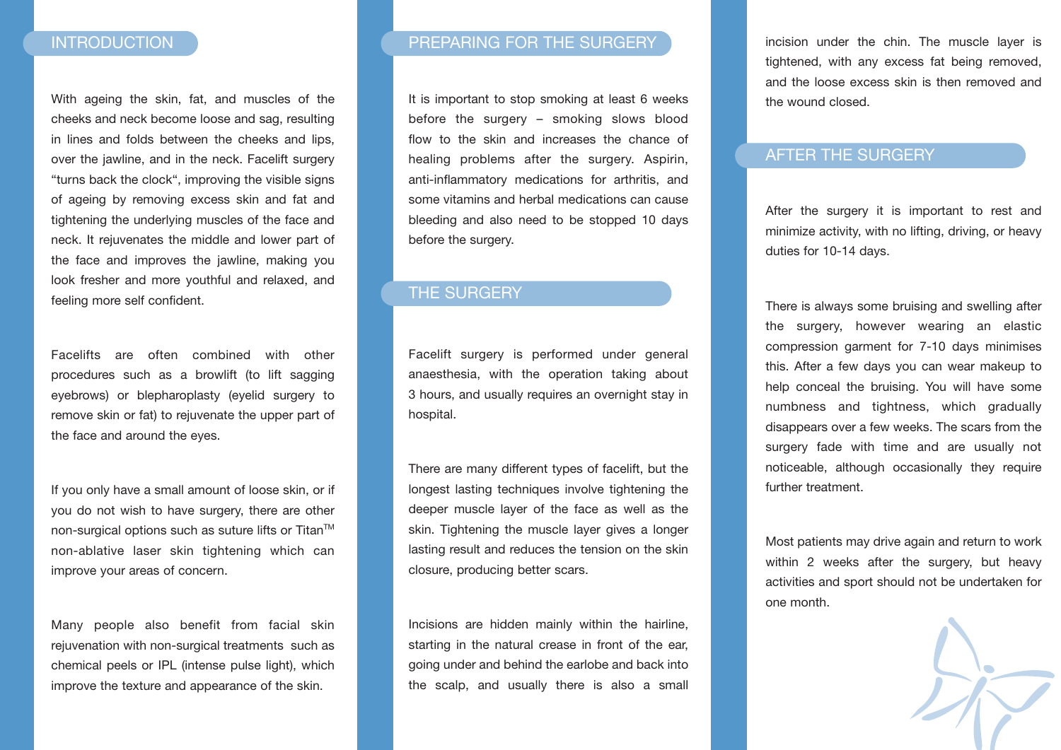## INTRODUCTION

With ageing the skin, fat, and muscles of the cheeks and neck become loose and sag, resulting in lines and folds between the cheeks and lips, over the jawline, and in the neck. Facelift surgery "turns back the clock", improving the visible signs of ageing by removing excess skin and fat and tightening the underlying muscles of the face and neck. It rejuvenates the middle and lower part of the face and improves the jawline, making you look fresher and more youthful and relaxed, and feeling more self confident.

Facelifts are often combined with other procedures such as a browlift (to lift sagging eyebrows) or blepharoplasty (eyelid surgery to remove skin or fat) to rejuvenate the upper part of the face and around the eyes.

If you only have a small amount of loose skin, or if you do not wish to have surgery, there are other non-surgical options such as suture lifts or Titan™ non-ablative laser skin tightening which can improve your areas of concern.

Many people also benefit from facial skin rejuvenation with non-surgical treatments such as chemical peels or IPL (intense pulse light), which improve the texture and appearance of the skin.

## PREPARING FOR THE SURGERY

It is important to stop smoking at least 6 weeks before the surgery – smoking slows blood flow to the skin and increases the chance of healing problems after the surgery. Aspirin, anti-inflammatory medications for arthritis, and some vitamins and herbal medications can cause bleeding and also need to be stopped 10 days before the surgery.

## THE SURGERY

Facelift surgery is performed under general anaesthesia, with the operation taking about 3 hours, and usually requires an overnight stay in hospital.

There are many different types of facelift, but the longest lasting techniques involve tightening the deeper muscle layer of the face as well as the skin. Tightening the muscle layer gives a longer lasting result and reduces the tension on the skin closure, producing better scars.

Incisions are hidden mainly within the hairline, starting in the natural crease in front of the ear, going under and behind the earlobe and back into the scalp, and usually there is also a small incision under the chin. The muscle layer is tightened, with any excess fat being removed, and the loose excess skin is then removed and the wound closed.

## AFTER THE SURGERY

After the surgery it is important to rest and minimize activity, with no lifting, driving, or heavy duties for 10-14 days.

There is always some bruising and swelling after the surgery, however wearing an elastic compression garment for 7-10 days minimises this. After a few days you can wear makeup to help conceal the bruising. You will have some numbness and tightness, which gradually disappears over a few weeks. The scars from the surgery fade with time and are usually not noticeable, although occasionally they require further treatment.

Most patients may drive again and return to work within 2 weeks after the surgery, but heavy activities and sport should not be undertaken for one month.